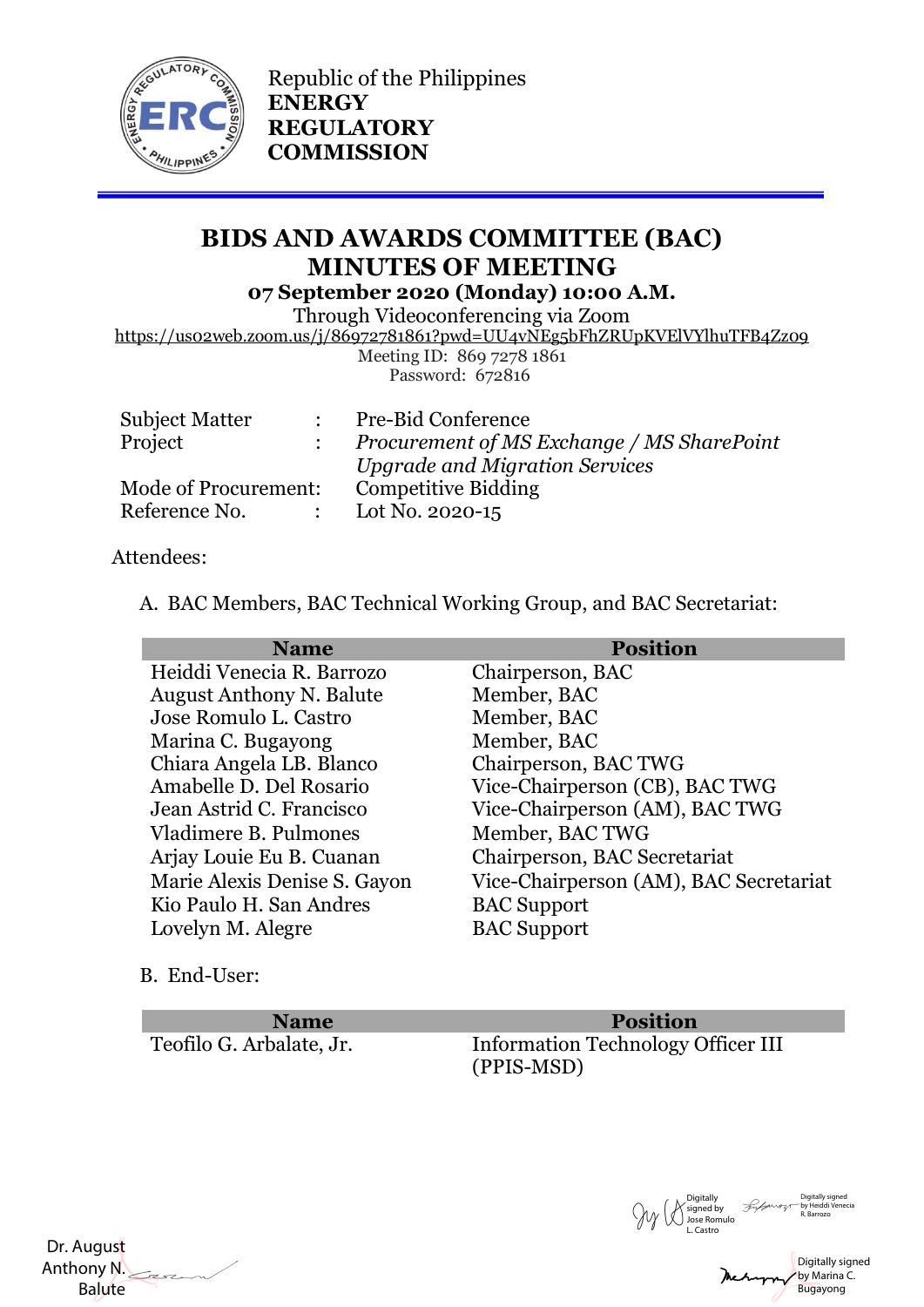Republic of the Philippines
**ENERGY REGULATORY COMMISSION**

# BIDS AND AWARDS COMMITTEE (BAC) MINUTES OF MEETING

**07 September 2020 (Monday) 10:00 A.M.**

Through Videoconferencing via Zoom

https://us02web.zoom.us/j/86972781861?pwd=UU4vNEg5bFhZRUpKVElVYlhuTFB4Zz09

Meeting ID: 869 7278 1861
Password: 672816

| | | |
|---|---|---|
| Subject Matter | : | Pre-Bid Conference |
| Project | : | *Procurement of MS Exchange / MS SharePoint Upgrade and Migration Services* |
| Mode of Procurement: | | Competitive Bidding |
| Reference No. | : | Lot No. 2020-15 |

Attendees:

A. BAC Members, BAC Technical Working Group, and BAC Secretariat:

| Name | Position |
|---|---|
| Heiddi Venecia R. Barrozo | Chairperson, BAC |
| August Anthony N. Balute | Member, BAC |
| Jose Romulo L. Castro | Member, BAC |
| Marina C. Bugayong | Member, BAC |
| Chiara Angela LB. Blanco | Chairperson, BAC TWG |
| Amabelle D. Del Rosario | Vice-Chairperson (CB), BAC TWG |
| Jean Astrid C. Francisco | Vice-Chairperson (AM), BAC TWG |
| Vladimere B. Pulmones | Member, BAC TWG |
| Arjay Louie Eu B. Cuanan | Chairperson, BAC Secretariat |
| Marie Alexis Denise S. Gayon | Vice-Chairperson (AM), BAC Secretariat |
| Kio Paulo H. San Andres | BAC Support |
| Lovelyn M. Alegre | BAC Support |

B. End-User:

| Name | Position |
|---|---|
| Teofilo G. Arbalate, Jr. | Information Technology Officer III (PPIS-MSD) |

Dr. August Anthony N. Balute

Digitally signed by Jose Romulo L. Castro

Digitally signed by Heiddi Venecia R. Barrozo

Digitally signed by Marina C. Bugayong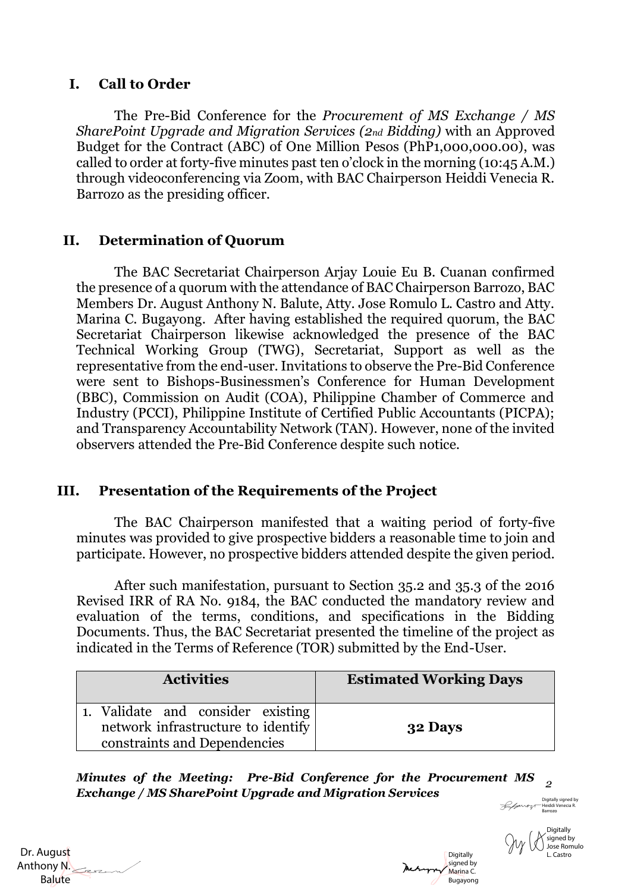## I. Call to Order

The Pre-Bid Conference for the *Procurement of MS Exchange / MS SharePoint Upgrade and Migration Services (2nd Bidding)* with an Approved Budget for the Contract (ABC) of One Million Pesos (PhP1,000,000.00), was called to order at forty-five minutes past ten o'clock in the morning (10:45 A.M.) through videoconferencing via Zoom, with BAC Chairperson Heiddi Venecia R. Barrozo as the presiding officer.

## II. Determination of Quorum

The BAC Secretariat Chairperson Arjay Louie Eu B. Cuanan confirmed the presence of a quorum with the attendance of BAC Chairperson Barrozo, BAC Members Dr. August Anthony N. Balute, Atty. Jose Romulo L. Castro and Atty. Marina C. Bugayong. After having established the required quorum, the BAC Secretariat Chairperson likewise acknowledged the presence of the BAC Technical Working Group (TWG), Secretariat, Support as well as the representative from the end-user. Invitations to observe the Pre-Bid Conference were sent to Bishops-Businessmen's Conference for Human Development (BBC), Commission on Audit (COA), Philippine Chamber of Commerce and Industry (PCCI), Philippine Institute of Certified Public Accountants (PICPA); and Transparency Accountability Network (TAN). However, none of the invited observers attended the Pre-Bid Conference despite such notice.

## III. Presentation of the Requirements of the Project

The BAC Chairperson manifested that a waiting period of forty-five minutes was provided to give prospective bidders a reasonable time to join and participate. However, no prospective bidders attended despite the given period.

After such manifestation, pursuant to Section 35.2 and 35.3 of the 2016 Revised IRR of RA No. 9184, the BAC conducted the mandatory review and evaluation of the terms, conditions, and specifications in the Bidding Documents. Thus, the BAC Secretariat presented the timeline of the project as indicated in the Terms of Reference (TOR) submitted by the End-User.

| Activities | Estimated Working Days |
|---|---|
| 1. Validate and consider existing network infrastructure to identify constraints and Dependencies | **32 Days** |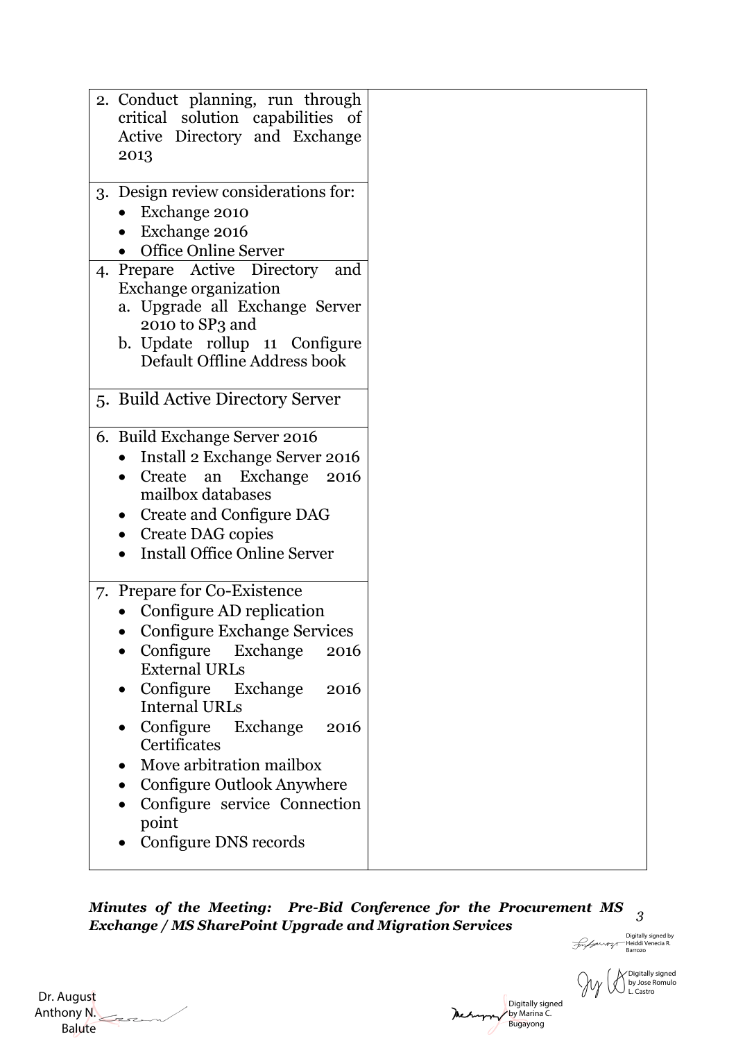| | |
|---|---|
| 2. Conduct planning, run through critical solution capabilities of Active Directory and Exchange 2013 | |
| 3. Design review considerations for:<br>• Exchange 2010<br>• Exchange 2016<br>• Office Online Server | |
| 4. Prepare Active Directory and Exchange organization<br>a. Upgrade all Exchange Server 2010 to SP3 and<br>b. Update rollup 11 Configure Default Offline Address book | |
| 5. Build Active Directory Server | |
| 6. Build Exchange Server 2016<br>• Install 2 Exchange Server 2016<br>• Create an Exchange 2016 mailbox databases<br>• Create and Configure DAG<br>• Create DAG copies<br>• Install Office Online Server | |
| 7. Prepare for Co-Existence<br>• Configure AD replication<br>• Configure Exchange Services<br>• Configure Exchange 2016 External URLs<br>• Configure Exchange 2016 Internal URLs<br>• Configure Exchange 2016 Certificates<br>• Move arbitration mailbox<br>• Configure Outlook Anywhere<br>• Configure service Connection point<br>• Configure DNS records | |

Digitally signed by Heiddi Venecia R. Barrozo

Digitally signed by Jose Romulo L. Castro

Dr. August Anthony N. Balute

Digitally signed by Marina C. Bugayong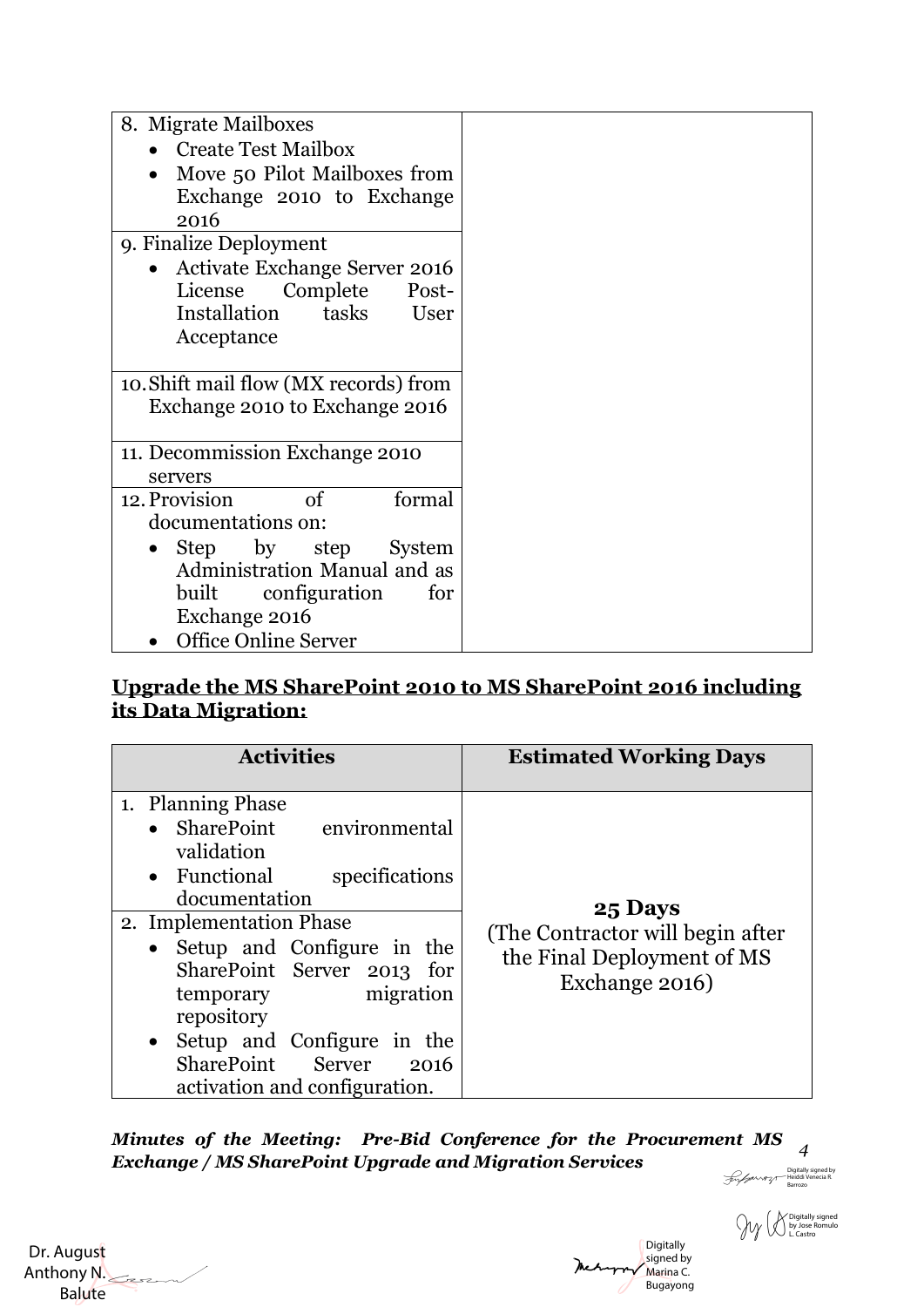| | |
|---|---|
| 8. Migrate Mailboxes<br>• Create Test Mailbox<br>• Move 50 Pilot Mailboxes from Exchange 2010 to Exchange 2016 | |
| 9. Finalize Deployment<br>• Activate Exchange Server 2016 License Complete Post-Installation tasks User Acceptance | |
| 10. Shift mail flow (MX records) from Exchange 2010 to Exchange 2016 | |
| 11. Decommission Exchange 2010 servers | |
| 12. Provision of formal documentations on:<br>• Step by step System Administration Manual and as built configuration for Exchange 2016<br>• Office Online Server | |

**Upgrade the MS SharePoint 2010 to MS SharePoint 2016 including its Data Migration:**

| Activities | Estimated Working Days |
|---|---|
| 1. Planning Phase<br>• SharePoint environmental validation<br>• Functional specifications documentation | **25 Days**<br>(The Contractor will begin after the Final Deployment of MS Exchange 2016) |
| 2. Implementation Phase<br>• Setup and Configure in the SharePoint Server 2013 for temporary migration repository<br>• Setup and Configure in the SharePoint Server 2016 activation and configuration. | |

***Minutes of the Meeting: Pre-Bid Conference for the Procurement MS Exchange / MS SharePoint Upgrade and Migration Services***

Digitally signed by Heiddi Venecia R. Barrozo

Digitally signed by Jose Romulo L. Castro

Dr. August Anthony N. Balute

Digitally signed by Marina C. Bugayong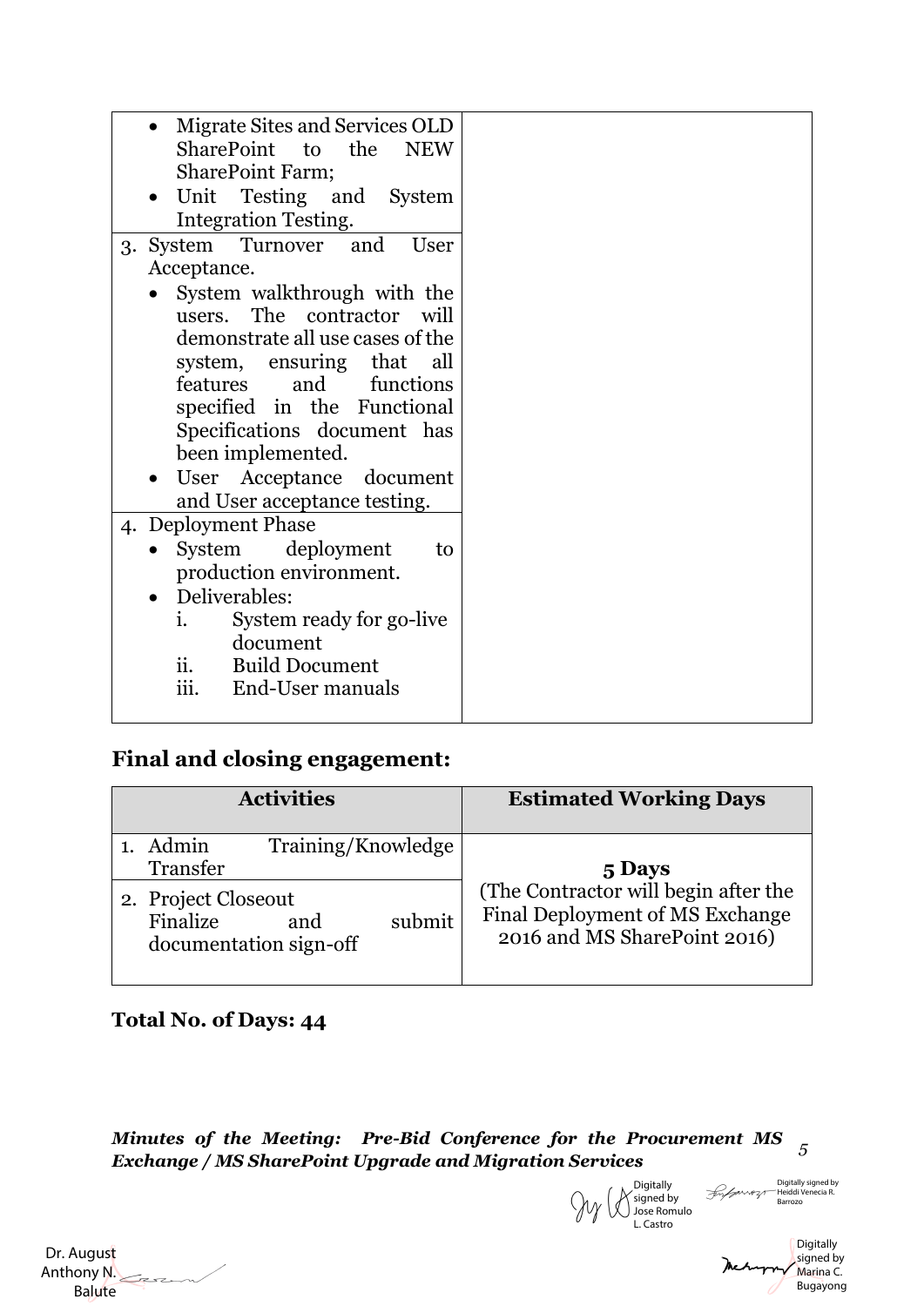| | |
|---|---|
| • Migrate Sites and Services OLD SharePoint to the NEW SharePoint Farm;<br>• Unit Testing and System Integration Testing. | |
| 3. System Turnover and User Acceptance.<br>• System walkthrough with the users. The contractor will demonstrate all use cases of the system, ensuring that all features and functions specified in the Functional Specifications document has been implemented.<br>• User Acceptance document and User acceptance testing. | |
| 4. Deployment Phase<br>• System deployment to production environment.<br>• Deliverables:<br>i. System ready for go-live document<br>ii. Build Document<br>iii. End-User manuals | |

## Final and closing engagement:

| Activities | Estimated Working Days |
|---|---|
| 1. Admin Training/Knowledge Transfer | **5 Days**<br>(The Contractor will begin after the Final Deployment of MS Exchange 2016 and MS SharePoint 2016) |
| 2. Project Closeout<br>Finalize and submit documentation sign-off | |

**Total No. of Days: 44**

*Minutes of the Meeting: Pre-Bid Conference for the Procurement MS Exchange / MS SharePoint Upgrade and Migration Services*

Digitally signed by Jose Romulo L. Castro

Digitally signed by Heiddi Venecia R. Barrozo

Dr. August Anthony N. Balute

Digitally signed by Marina C. Bugayong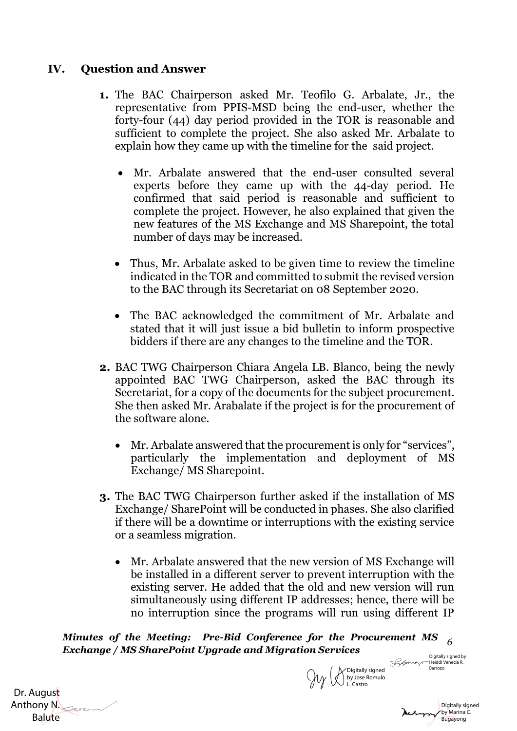## IV. Question and Answer

**1.** The BAC Chairperson asked Mr. Teofilo G. Arbalate, Jr., the representative from PPIS-MSD being the end-user, whether the forty-four (44) day period provided in the TOR is reasonable and sufficient to complete the project. She also asked Mr. Arbalate to explain how they came up with the timeline for the said project.

- Mr. Arbalate answered that the end-user consulted several experts before they came up with the 44-day period. He confirmed that said period is reasonable and sufficient to complete the project. However, he also explained that given the new features of the MS Exchange and MS Sharepoint, the total number of days may be increased.

- Thus, Mr. Arbalate asked to be given time to review the timeline indicated in the TOR and committed to submit the revised version to the BAC through its Secretariat on 08 September 2020.

- The BAC acknowledged the commitment of Mr. Arbalate and stated that it will just issue a bid bulletin to inform prospective bidders if there are any changes to the timeline and the TOR.

**2.** BAC TWG Chairperson Chiara Angela LB. Blanco, being the newly appointed BAC TWG Chairperson, asked the BAC through its Secretariat, for a copy of the documents for the subject procurement. She then asked Mr. Arabalate if the project is for the procurement of the software alone.

- Mr. Arbalate answered that the procurement is only for "services", particularly the implementation and deployment of MS Exchange/ MS Sharepoint.

**3.** The BAC TWG Chairperson further asked if the installation of MS Exchange/ SharePoint will be conducted in phases. She also clarified if there will be a downtime or interruptions with the existing service or a seamless migration.

- Mr. Arbalate answered that the new version of MS Exchange will be installed in a different server to prevent interruption with the existing server. He added that the old and new version will run simultaneously using different IP addresses; hence, there will be no interruption since the programs will run using different IP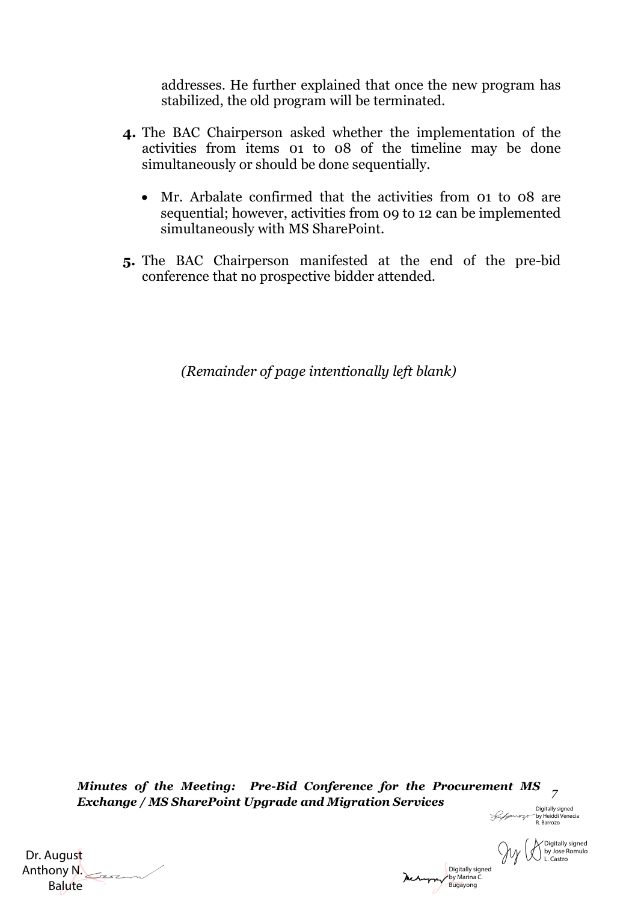addresses. He further explained that once the new program has stabilized, the old program will be terminated.

4. The BAC Chairperson asked whether the implementation of the activities from items 01 to 08 of the timeline may be done simultaneously or should be done sequentially.

    - Mr. Arbalate confirmed that the activities from 01 to 08 are sequential; however, activities from 09 to 12 can be implemented simultaneously with MS SharePoint.

5. The BAC Chairperson manifested at the end of the pre-bid conference that no prospective bidder attended.

*(Remainder of page intentionally left blank)*

Digitally signed by Heiddi Venecia R. Barrozo

Digitally signed by Jose Romulo L. Castro

Dr. August Anthony N. Balute

Digitally signed by Marina C. Bugayong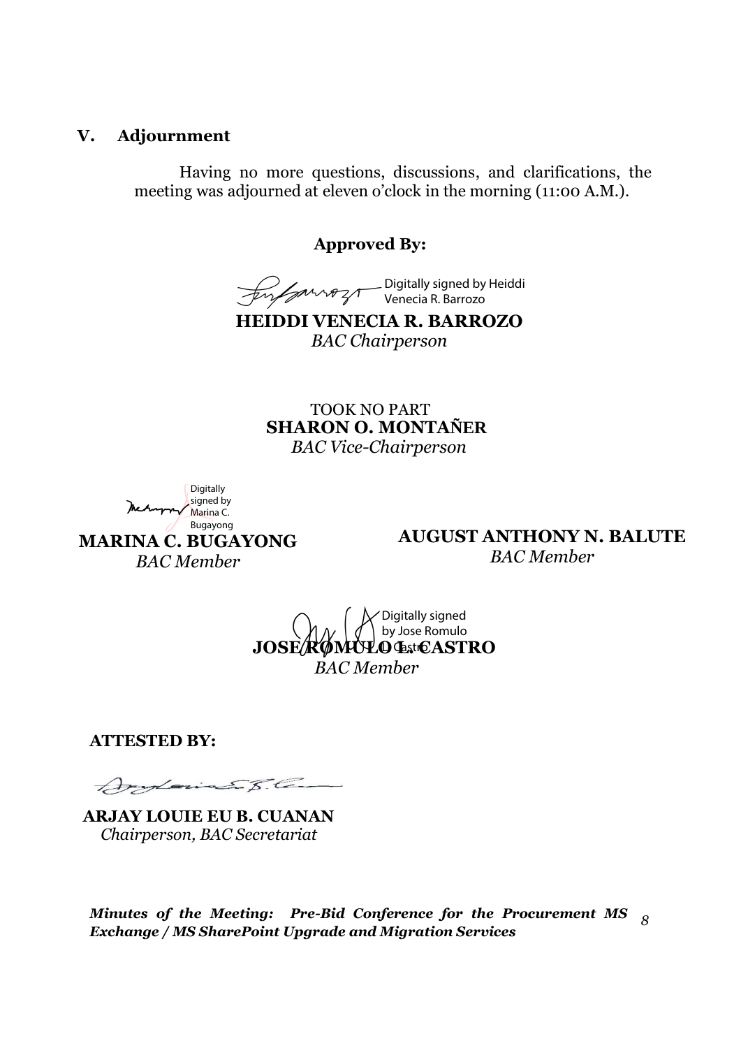## V. Adjournment

Having no more questions, discussions, and clarifications, the meeting was adjourned at eleven o'clock in the morning (11:00 A.M.).

**Approved By:**

Digitally signed by Heiddi Venecia R. Barrozo

**HEIDDI VENECIA R. BARROZO**
*BAC Chairperson*

TOOK NO PART
**SHARON O. MONTAÑER**
*BAC Vice-Chairperson*

Digitally signed by Marina C. Bugayong

**MARINA C. BUGAYONG**
*BAC Member*

**AUGUST ANTHONY N. BALUTE**
*BAC Member*

Digitally signed by Jose Romulo L. Castro

**JOSE ROMULO L. CASTRO**
*BAC Member*

**ATTESTED BY:**

**ARJAY LOUIE EU B. CUANAN**
*Chairperson, BAC Secretariat*